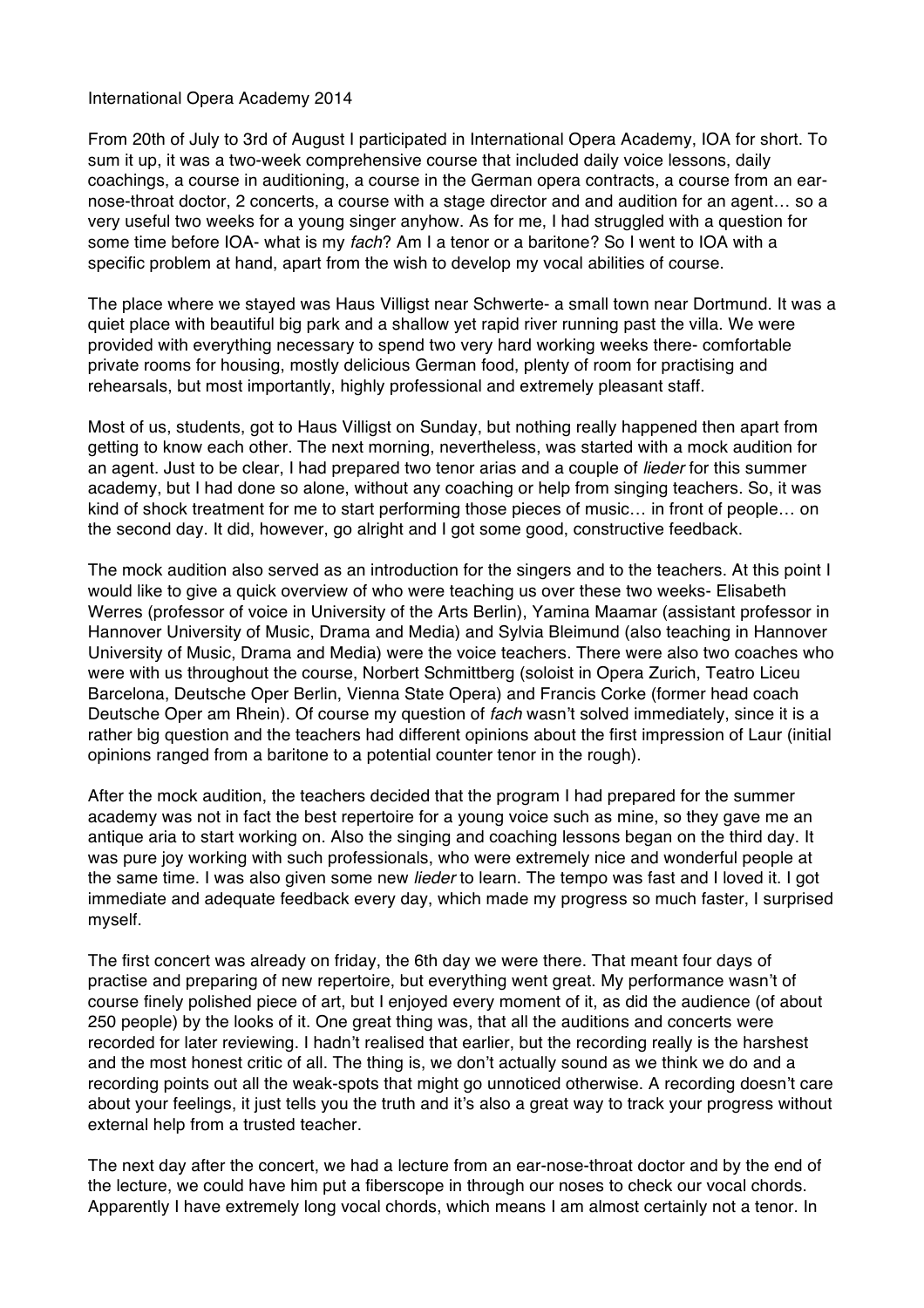International Opera Academy 2014

From 20th of July to 3rd of August I participated in International Opera Academy, IOA for short. To sum it up, it was a two-week comprehensive course that included daily voice lessons, daily coachings, a course in auditioning, a course in the German opera contracts, a course from an ear-nose-throat doctor, 2 concerts, a course with a stage director and and audition for an agent… so a very useful two weeks for a young singer anyhow. As for me, I had struggled with a question for some time before IOA- what is my *fach*? Am I a tenor or a baritone? So I went to IOA with a specific problem at hand, apart from the wish to develop my vocal abilities of course.

The place where we stayed was Haus Villigst near Schwerte- a small town near Dortmund. It was a quiet place with beautiful big park and a shallow yet rapid river running past the villa. We were provided with everything necessary to spend two very hard working weeks there- comfortable private rooms for housing, mostly delicious German food, plenty of room for practising and rehearsals, but most importantly, highly professional and extremely pleasant staff.

Most of us, students, got to Haus Villigst on Sunday, but nothing really happened then apart from getting to know each other. The next morning, nevertheless, was started with a mock audition for an agent. Just to be clear, I had prepared two tenor arias and a couple of *lieder* for this summer academy, but I had done so alone, without any coaching or help from singing teachers. So, it was kind of shock treatment for me to start performing those pieces of music… in front of people… on the second day. It did, however, go alright and I got some good, constructive feedback.

The mock audition also served as an introduction for the singers and to the teachers. At this point I would like to give a quick overview of who were teaching us over these two weeks- Elisabeth Werres (professor of voice in University of the Arts Berlin), Yamina Maamar (assistant professor in Hannover University of Music, Drama and Media) and Sylvia Bleimund (also teaching in Hannover University of Music, Drama and Media) were the voice teachers. There were also two coaches who were with us throughout the course, Norbert Schmittberg (soloist in Opera Zurich, Teatro Liceu Barcelona, Deutsche Oper Berlin, Vienna State Opera) and Francis Corke (former head coach Deutsche Oper am Rhein). Of course my question of *fach* wasn't solved immediately, since it is a rather big question and the teachers had different opinions about the first impression of Laur (initial opinions ranged from a baritone to a potential counter tenor in the rough).

After the mock audition, the teachers decided that the program I had prepared for the summer academy was not in fact the best repertoire for a young voice such as mine, so they gave me an antique aria to start working on. Also the singing and coaching lessons began on the third day. It was pure joy working with such professionals, who were extremely nice and wonderful people at the same time. I was also given some new *lieder* to learn. The tempo was fast and I loved it. I got immediate and adequate feedback every day, which made my progress so much faster, I surprised myself.

The first concert was already on friday, the 6th day we were there. That meant four days of practise and preparing of new repertoire, but everything went great. My performance wasn't of course finely polished piece of art, but I enjoyed every moment of it, as did the audience (of about 250 people) by the looks of it. One great thing was, that all the auditions and concerts were recorded for later reviewing. I hadn't realised that earlier, but the recording really is the harshest and the most honest critic of all. The thing is, we don't actually sound as we think we do and a recording points out all the weak-spots that might go unnoticed otherwise. A recording doesn't care about your feelings, it just tells you the truth and it's also a great way to track your progress without external help from a trusted teacher.

The next day after the concert, we had a lecture from an ear-nose-throat doctor and by the end of the lecture, we could have him put a fiberscope in through our noses to check our vocal chords. Apparently I have extremely long vocal chords, which means I am almost certainly not a tenor. In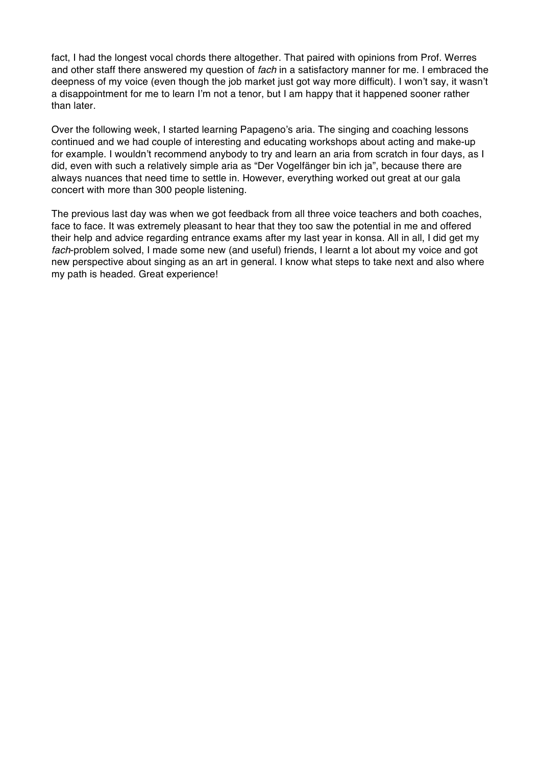fact, I had the longest vocal chords there altogether. That paired with opinions from Prof. Werres and other staff there answered my question of *fach* in a satisfactory manner for me. I embraced the deepness of my voice (even though the job market just got way more difficult). I won't say, it wasn't a disappointment for me to learn I'm not a tenor, but I am happy that it happened sooner rather than later.

Over the following week, I started learning Papageno's aria. The singing and coaching lessons continued and we had couple of interesting and educating workshops about acting and make-up for example. I wouldn't recommend anybody to try and learn an aria from scratch in four days, as I did, even with such a relatively simple aria as "Der Vogelfänger bin ich ja", because there are always nuances that need time to settle in. However, everything worked out great at our gala concert with more than 300 people listening.

The previous last day was when we got feedback from all three voice teachers and both coaches, face to face. It was extremely pleasant to hear that they too saw the potential in me and offered their help and advice regarding entrance exams after my last year in konsa. All in all, I did get my *fach*-problem solved, I made some new (and useful) friends, I learnt a lot about my voice and got new perspective about singing as an art in general. I know what steps to take next and also where my path is headed. Great experience!